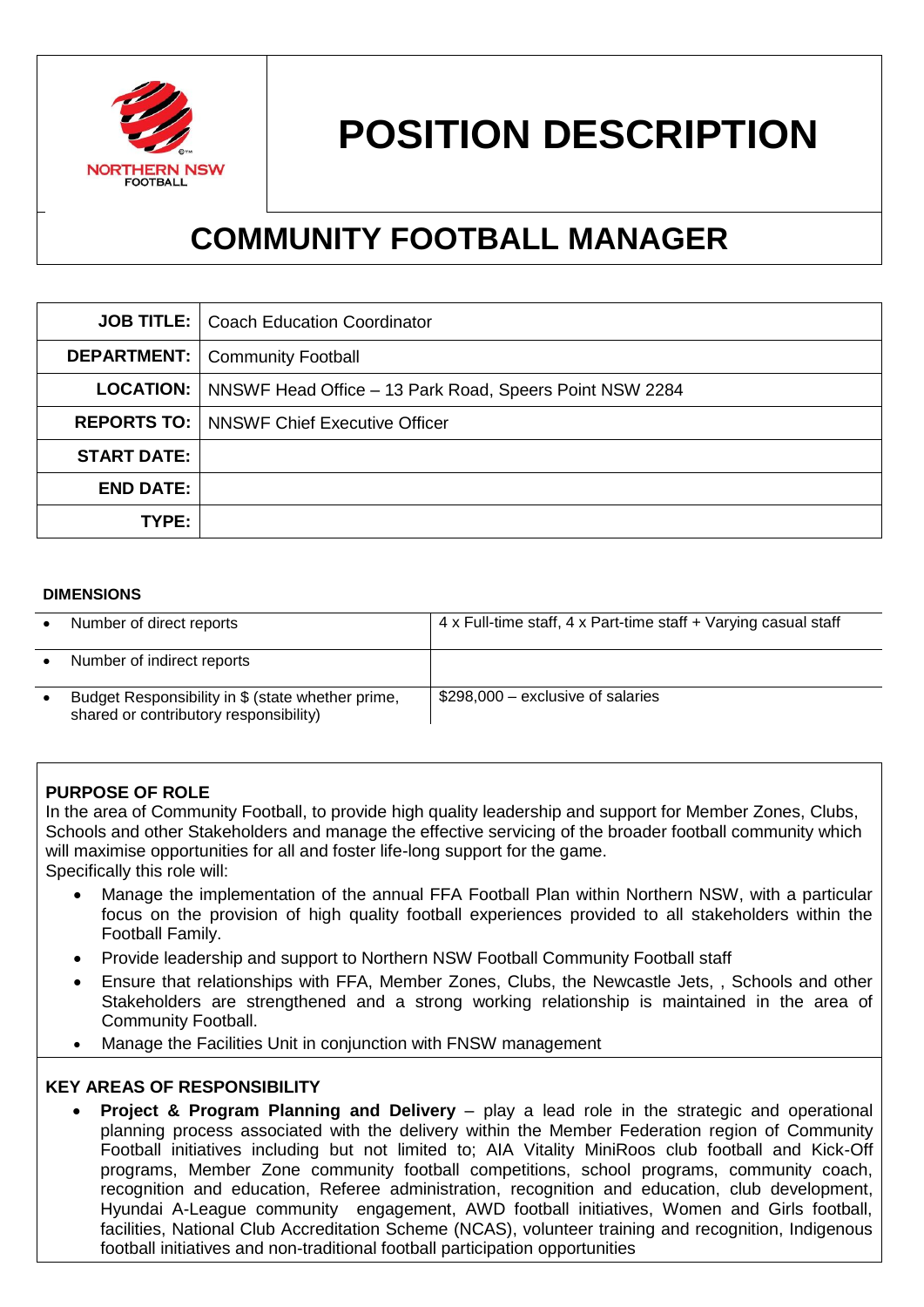NORTHERN NSW FOOTBALL

# POSITION DESCRIPTION

## COMMUNITY FOOTBALL MANAGER

| | |
|---|---|
| **JOB TITLE:** | Coach Education Coordinator |
| **DEPARTMENT:** | Community Football |
| **LOCATION:** | NNSWF Head Office – 13 Park Road, Speers Point NSW 2284 |
| **REPORTS TO:** | NNSWF Chief Executive Officer |
| **START DATE:** | |
| **END DATE:** | |
| **TYPE:** | |

**DIMENSIONS**

| | |
|---|---|
| • Number of direct reports | 4 x Full-time staff, 4 x Part-time staff + Varying casual staff |
| • Number of indirect reports | |
| • Budget Responsibility in $ (state whether prime, shared or contributory responsibility) | $298,000 – exclusive of salaries |

**PURPOSE OF ROLE**

In the area of Community Football, to provide high quality leadership and support for Member Zones, Clubs, Schools and other Stakeholders and manage the effective servicing of the broader football community which will maximise opportunities for all and foster life-long support for the game.

Specifically this role will:

- Manage the implementation of the annual FFA Football Plan within Northern NSW, with a particular focus on the provision of high quality football experiences provided to all stakeholders within the Football Family.
- Provide leadership and support to Northern NSW Football Community Football staff
- Ensure that relationships with FFA, Member Zones, Clubs, the Newcastle Jets, , Schools and other Stakeholders are strengthened and a strong working relationship is maintained in the area of Community Football.
- Manage the Facilities Unit in conjunction with FNSW management

**KEY AREAS OF RESPONSIBILITY**

- **Project & Program Planning and Delivery** – play a lead role in the strategic and operational planning process associated with the delivery within the Member Federation region of Community Football initiatives including but not limited to; AIA Vitality MiniRoos club football and Kick-Off programs, Member Zone community football competitions, school programs, community coach, recognition and education, Referee administration, recognition and education, club development, Hyundai A-League community engagement, AWD football initiatives, Women and Girls football, facilities, National Club Accreditation Scheme (NCAS), volunteer training and recognition, Indigenous football initiatives and non-traditional football participation opportunities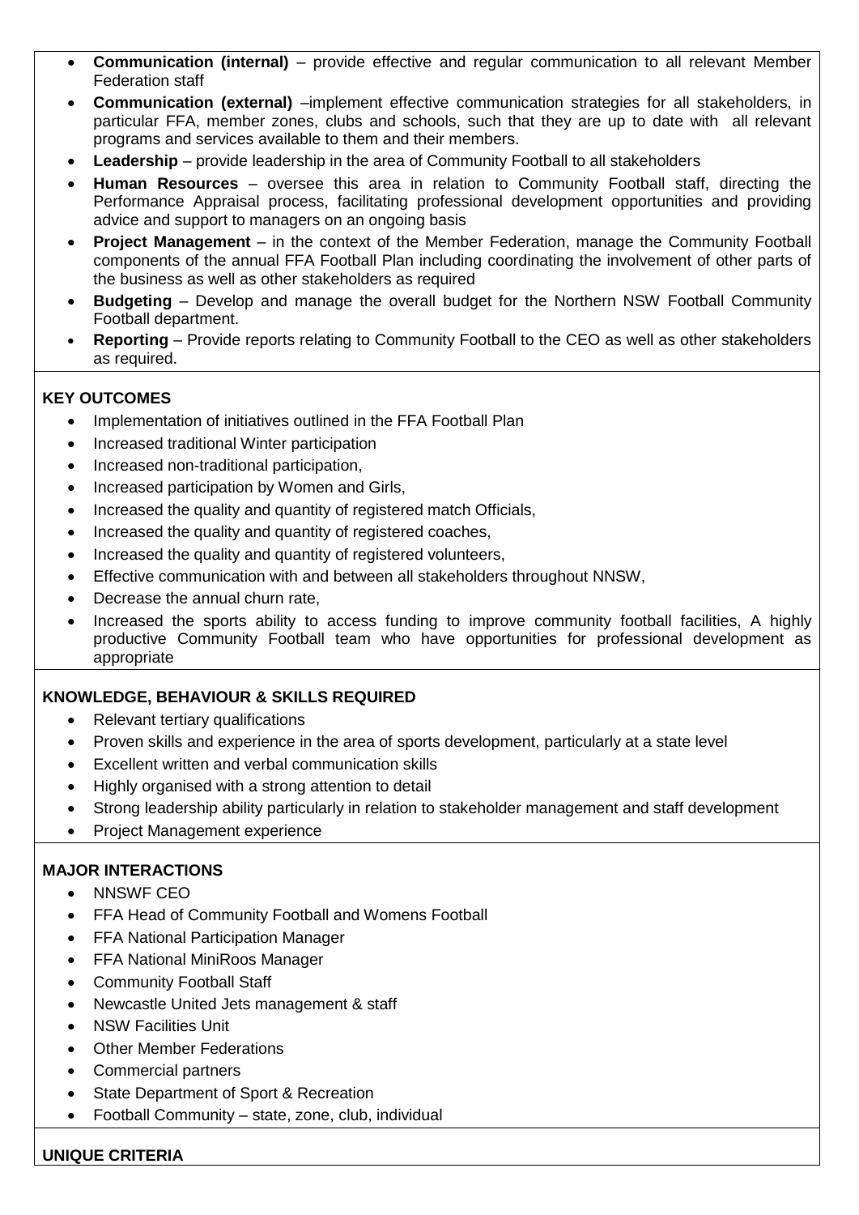- **Communication (internal)** – provide effective and regular communication to all relevant Member Federation staff
- **Communication (external)** –implement effective communication strategies for all stakeholders, in particular FFA, member zones, clubs and schools, such that they are up to date with all relevant programs and services available to them and their members.
- **Leadership** – provide leadership in the area of Community Football to all stakeholders
- **Human Resources** – oversee this area in relation to Community Football staff, directing the Performance Appraisal process, facilitating professional development opportunities and providing advice and support to managers on an ongoing basis
- **Project Management** – in the context of the Member Federation, manage the Community Football components of the annual FFA Football Plan including coordinating the involvement of other parts of the business as well as other stakeholders as required
- **Budgeting** – Develop and manage the overall budget for the Northern NSW Football Community Football department.
- **Reporting** – Provide reports relating to Community Football to the CEO as well as other stakeholders as required.

**KEY OUTCOMES**

- Implementation of initiatives outlined in the FFA Football Plan
- Increased traditional Winter participation
- Increased non-traditional participation,
- Increased participation by Women and Girls,
- Increased the quality and quantity of registered match Officials,
- Increased the quality and quantity of registered coaches,
- Increased the quality and quantity of registered volunteers,
- Effective communication with and between all stakeholders throughout NNSW,
- Decrease the annual churn rate,
- Increased the sports ability to access funding to improve community football facilities, A highly productive Community Football team who have opportunities for professional development as appropriate

**KNOWLEDGE, BEHAVIOUR & SKILLS REQUIRED**

- Relevant tertiary qualifications
- Proven skills and experience in the area of sports development, particularly at a state level
- Excellent written and verbal communication skills
- Highly organised with a strong attention to detail
- Strong leadership ability particularly in relation to stakeholder management and staff development
- Project Management experience

**MAJOR INTERACTIONS**

- NNSWF CEO
- FFA Head of Community Football and Womens Football
- FFA National Participation Manager
- FFA National MiniRoos Manager
- Community Football Staff
- Newcastle United Jets management & staff
- NSW Facilities Unit
- Other Member Federations
- Commercial partners
- State Department of Sport & Recreation
- Football Community – state, zone, club, individual

**UNIQUE CRITERIA**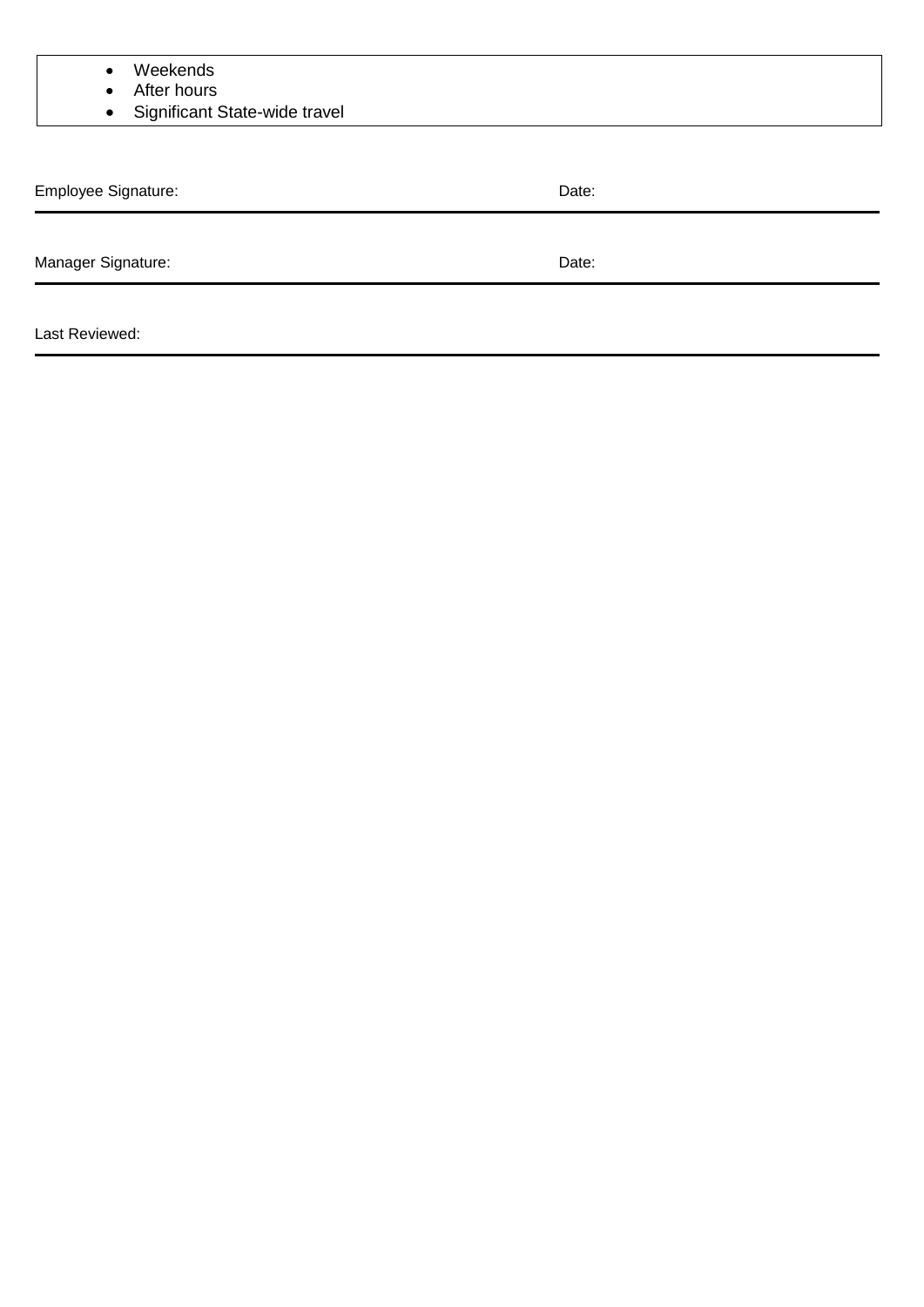- Weekends
- After hours
- Significant State-wide travel

Employee Signature: Date:

Manager Signature: Date:

Last Reviewed: